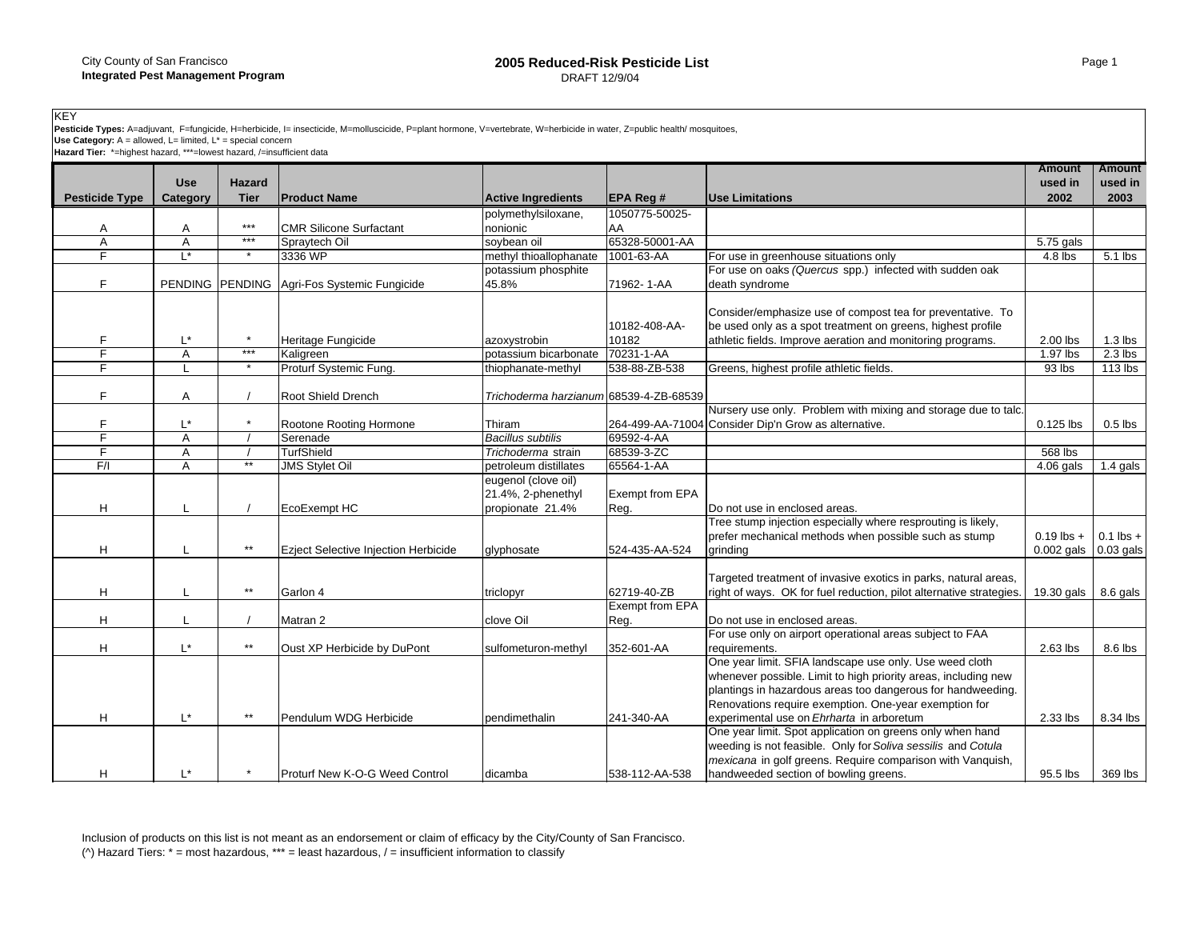City County of San Francisco
**Integrated Pest Management Program**

# 2005 Reduced-Risk Pesticide List

DRAFT 12/9/04

KEY
**Pesticide Types:** A=adjuvant, F=fungicide, H=herbicide, I= insecticide, M=molluscicide, P=plant hormone, V=vertebrate, W=herbicide in water, Z=public health/ mosquitoes,
**Use Category:** A = allowed, L= limited, L* = special concern
**Hazard Tier:** *=highest hazard, ***=lowest hazard, /=insufficient data

| Pesticide Type | Use Category | Hazard Tier | Product Name | Active Ingredients | EPA Reg # | Use Limitations | Amount used in 2002 | Amount used in 2003 |
|---|---|---|---|---|---|---|---|---|
| A | A | *** | CMR Silicone Surfactant | polymethylsiloxane, nonionic | 1050775-50025-AA | | | |
| A | A | *** | Spraytech Oil | soybean oil | 65328-50001-AA | | 5.75 gals | |
| F | L* | * | 3336 WP | methyl thioallophanate | 1001-63-AA | For use in greenhouse situations only | 4.8 lbs | 5.1 lbs |
| F | PENDING | PENDING | Agri-Fos Systemic Fungicide | potassium phosphite 45.8% | 71962- 1-AA | For use on oaks *(Quercus* spp.) infected with sudden oak death syndrome | | |
| F | L* | * | Heritage Fungicide | azoxystrobin | 10182-408-AA-10182 | Consider/emphasize use of compost tea for preventative. To be used only as a spot treatment on greens, highest profile athletic fields. Improve aeration and monitoring programs. | 2.00 lbs | 1.3 lbs |
| F | A | *** | Kaligreen | potassium bicarbonate | 70231-1-AA | | 1.97 lbs | 2.3 lbs |
| F | L | * | Proturf Systemic Fung. | thiophanate-methyl | 538-88-ZB-538 | Greens, highest profile athletic fields. | 93 lbs | 113 lbs |
| F | A | / | Root Shield Drench | *Trichoderma harzianum* | 68539-4-ZB-68539 | | | |
| F | L* | * | Rootone Rooting Hormone | Thiram | 264-499-AA-71004 | Nursery use only. Problem with mixing and storage due to talc. Consider Dip'n Grow as alternative. | 0.125 lbs | 0.5 lbs |
| F | A | / | Serenade | *Bacillus subtilis* | 69592-4-AA | | | |
| F | A | / | TurfShield | *Trichoderma* strain | 68539-3-ZC | | 568 lbs | |
| F/I | A | ** | JMS Stylet Oil | petroleum distillates | 65564-1-AA | | 4.06 gals | 1.4 gals |
| H | L | / | EcoExempt HC | eugenol (clove oil) 21.4%, 2-phenethyl propionate 21.4% | Exempt from EPA Reg. | Do not use in enclosed areas. | | |
| H | L | ** | Ezject Selective Injection Herbicide | glyphosate | 524-435-AA-524 | Tree stump injection especially where resprouting is likely, prefer mechanical methods when possible such as stump grinding | 0.19 lbs + 0.002 gals | 0.1 lbs + 0.03 gals |
| H | L | ** | Garlon 4 | triclopyr | 62719-40-ZB | Targeted treatment of invasive exotics in parks, natural areas, right of ways. OK for fuel reduction, pilot alternative strategies. | 19.30 gals | 8.6 gals |
| H | L | / | Matran 2 | clove Oil | Exempt from EPA Reg. | Do not use in enclosed areas. | | |
| H | L* | ** | Oust XP Herbicide by DuPont | sulfometuron-methyl | 352-601-AA | For use only on airport operational areas subject to FAA requirements. | 2.63 lbs | 8.6 lbs |
| H | L* | ** | Pendulum WDG Herbicide | pendimethalin | 241-340-AA | One year limit. SFIA landscape use only. Use weed cloth whenever possible. Limit to high priority areas, including new plantings in hazardous areas too dangerous for handweeding. Renovations require exemption. One-year exemption for experimental use on *Ehrharta* in arboretum | 2.33 lbs | 8.34 lbs |
| H | L* | * | Proturf New K-O-G Weed Control | dicamba | 538-112-AA-538 | One year limit. Spot application on greens only when hand weeding is not feasible. Only for *Soliva sessilis* and *Cotula mexicana* in golf greens. Require comparison with Vanquish, handweeded section of bowling greens. | 95.5 lbs | 369 lbs |

Inclusion of products on this list is not meant as an endorsement or claim of efficacy by the City/County of San Francisco.
(^) Hazard Tiers: * = most hazardous, *** = least hazardous, / = insufficient information to classify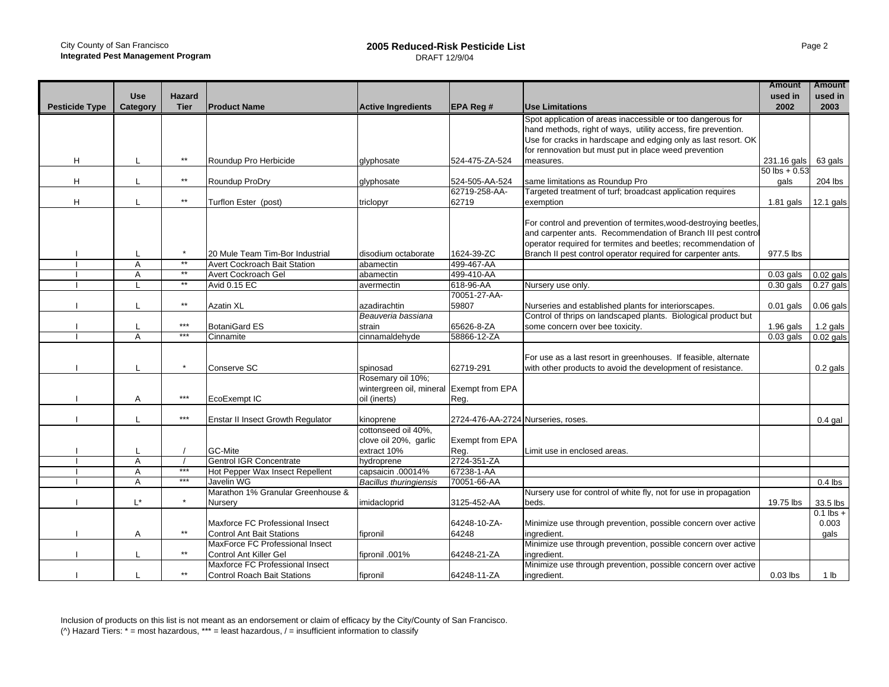| Pesticide Type | Use Category | Hazard Tier | Product Name | Active Ingredients | EPA Reg # | Use Limitations | Amount used in 2002 | Amount used in 2003 |
|---|---|---|---|---|---|---|---|---|
| H | L | ** | Roundup Pro Herbicide | glyphosate | 524-475-ZA-524 | Spot application of areas inaccessible or too dangerous for hand methods, right of ways, utility access, fire prevention. Use for cracks in hardscape and edging only as last resort. OK for rennovation but must put in place weed prevention measures. | 231.16 gals | 63 gals |
| H | L | ** | Roundup ProDry | glyphosate | 524-505-AA-524 | same limitations as Roundup Pro | 50 lbs + 0.53 gals | 204 lbs |
| H | L | ** | Turflon Ester (post) | triclopyr | 62719-258-AA-62719 | Targeted treatment of turf; broadcast application requires exemption | 1.81 gals | 12.1 gals |
| I | L | * | 20 Mule Team Tim-Bor Industrial | disodium octaborate | 1624-39-ZC | For control and prevention of termites,wood-destroying beetles, and carpenter ants. Recommendation of Branch III pest control operator required for termites and beetles; recommendation of Branch II pest control operator required for carpenter ants. | 977.5 lbs | |
| I | A | ** | Avert Cockroach Bait Station | abamectin | 499-467-AA | | | |
| I | A | ** | Avert Cockroach Gel | abamectin | 499-410-AA | | 0.03 gals | 0.02 gals |
| I | L | ** | Avid 0.15 EC | avermectin | 618-96-AA | Nursery use only. | 0.30 gals | 0.27 gals |
| I | L | ** | Azatin XL | azadirachtin | 70051-27-AA-59807 | Nurseries and established plants for interiorscapes. | 0.01 gals | 0.06 gals |
| I | L | *** | BotaniGard ES | *Beauveria bassiana* strain | 65626-8-ZA | Control of thrips on landscaped plants. Biological product but some concern over bee toxicity. | 1.96 gals | 1.2 gals |
| I | A | *** | Cinnamite | cinnamaldehyde | 58866-12-ZA | | 0.03 gals | 0.02 gals |
| I | L | * | Conserve SC | spinosad | 62719-291 | For use as a last resort in greenhouses. If feasible, alternate with other products to avoid the development of resistance. | | 0.2 gals |
| I | A | *** | EcoExempt IC | Rosemary oil 10%; wintergreen oil, mineral oil (inerts) | Exempt from EPA Reg. | | | |
| I | L | *** | Enstar II Insect Growth Regulator | kinoprene | 2724-476-AA-2724 | Nurseries, roses. | | 0.4 gal |
| I | L | / | GC-Mite | cottonseed oil 40%, clove oil 20%, garlic extract 10% | Exempt from EPA Reg. | Limit use in enclosed areas. | | |
| I | A | / | Gentrol IGR Concentrate | hydroprene | 2724-351-ZA | | | |
| I | A | *** | Hot Pepper Wax Insect Repellent | capsaicin .00014% | 67238-1-AA | | | |
| I | A | *** | Javelin WG | *Bacillus thuringiensis* | 70051-66-AA | | | 0.4 lbs |
| I | L* | * | Marathon 1% Granular Greenhouse & Nursery | imidacloprid | 3125-452-AA | Nursery use for control of white fly, not for use in propagation beds. | 19.75 lbs | 33.5 lbs |
| I | A | ** | Maxforce FC Professional Insect Control Ant Bait Stations | fipronil | 64248-10-ZA-64248 | Minimize use through prevention, possible concern over active ingredient. | | 0.1 lbs + 0.003 gals |
| I | L | ** | MaxForce FC Professional Insect Control Ant Killer Gel | fipronil .001% | 64248-21-ZA | Minimize use through prevention, possible concern over active ingredient. | | |
| I | L | ** | Maxforce FC Professional Insect Control Roach Bait Stations | fipronil | 64248-11-ZA | Minimize use through prevention, possible concern over active ingredient. | 0.03 lbs | 1 lb |

Inclusion of products on this list is not meant as an endorsement or claim of efficacy by the City/County of San Francisco.
(^) Hazard Tiers: * = most hazardous, *** = least hazardous, / = insufficient information to classify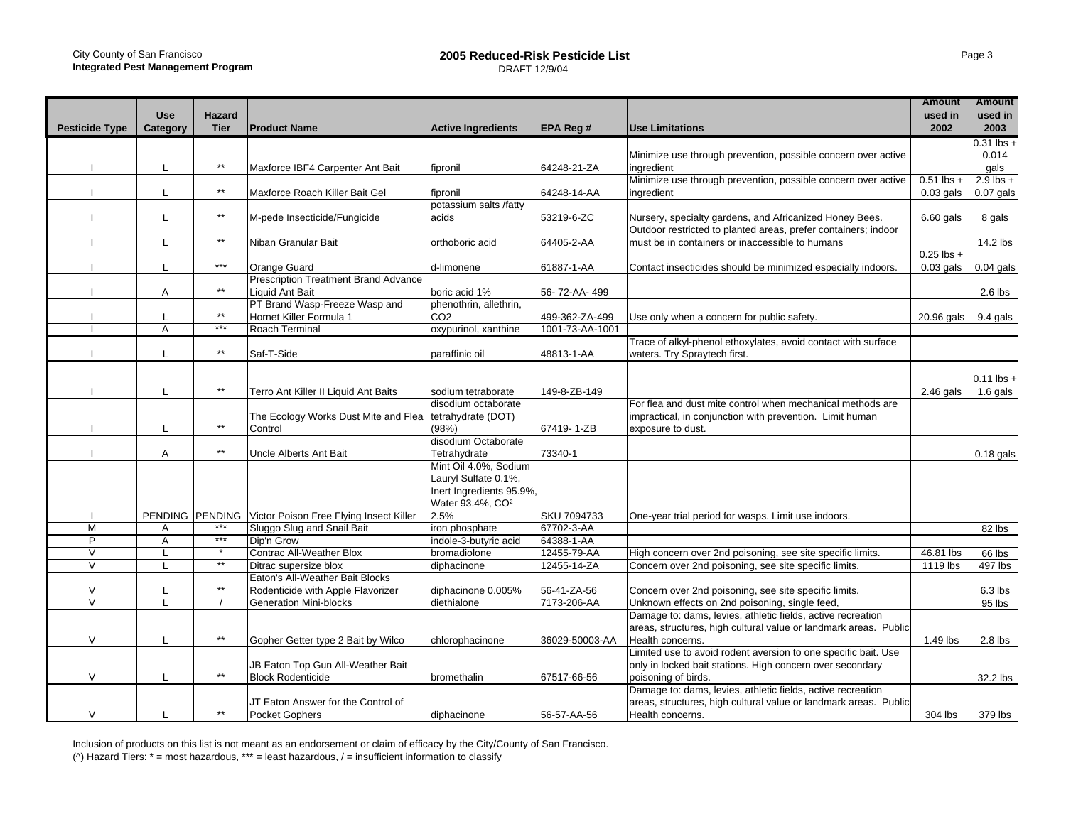| Pesticide Type | Use Category | Hazard Tier | Product Name | Active Ingredients | EPA Reg # | Use Limitations | Amount used in 2002 | Amount used in 2003 |
|---|---|---|---|---|---|---|---|---|
| I | L | ** | Maxforce IBF4 Carpenter Ant Bait | fipronil | 64248-21-ZA | Minimize use through prevention, possible concern over active ingredient | | 0.31 lbs + 0.014 gals |
| I | L | ** | Maxforce Roach Killer Bait Gel | fipronil | 64248-14-AA | Minimize use through prevention, possible concern over active ingredient | 0.51 lbs + 0.03 gals | 2.9 lbs + 0.07 gals |
| I | L | ** | M-pede Insecticide/Fungicide | potassium salts /fatty acids | 53219-6-ZC | Nursery, specialty gardens, and Africanized Honey Bees. | 6.60 gals | 8 gals |
| I | L | ** | Niban Granular Bait | orthoboric acid | 64405-2-AA | Outdoor restricted to planted areas, prefer containers; indoor must be in containers or inaccessible to humans | | 14.2 lbs |
| I | L | *** | Orange Guard | d-limonene | 61887-1-AA | Contact insecticides should be minimized especially indoors. | 0.25 lbs + 0.03 gals | 0.04 gals |
| I | A | ** | Prescription Treatment Brand Advance Liquid Ant Bait | boric acid 1% | 56- 72-AA- 499 | | | 2.6 lbs |
| I | L | ** | PT Brand Wasp-Freeze Wasp and Hornet Killer Formula 1 | phenothrin, allethrin, $CO_2$ | 499-362-ZA-499 | Use only when a concern for public safety. | 20.96 gals | 9.4 gals |
| I | A | *** | Roach Terminal | oxypurinol, xanthine | 1001-73-AA-1001 | | | |
| I | L | ** | Saf-T-Side | paraffinic oil | 48813-1-AA | Trace of alkyl-phenol ethoxylates, avoid contact with surface waters. Try Spraytech first. | | |
| I | L | ** | Terro Ant Killer II Liquid Ant Baits | sodium tetraborate | 149-8-ZB-149 | | 2.46 gals | 0.11 lbs + 1.6 gals |
| I | L | ** | The Ecology Works Dust Mite and Flea Control | disodium octaborate tetrahydrate (DOT) (98%) | 67419- 1-ZB | For flea and dust mite control when mechanical methods are impractical, in conjunction with prevention. Limit human exposure to dust. | | |
| I | A | ** | Uncle Alberts Ant Bait | disodium Octaborate Tetrahydrate | 73340-1 | | | 0.18 gals |
| I | PENDING | PENDING | Victor Poison Free Flying Insect Killer | Mint Oil 4.0%, Sodium Lauryl Sulfate 0.1%, Inert Ingredients 95.9%, Water 93.4%, $CO^2$ 2.5% | SKU 7094733 | One-year trial period for wasps. Limit use indoors. | | |
| M | A | *** | Sluggo Slug and Snail Bait | iron phosphate | 67702-3-AA | | | 82 lbs |
| P | A | *** | Dip'n Grow | indole-3-butyric acid | 64388-1-AA | | | |
| V | L | * | Contrac All-Weather Blox | bromadiolone | 12455-79-AA | High concern over 2nd poisoning, see site specific limits. | 46.81 lbs | 66 lbs |
| V | L | ** | Ditrac supersize blox | diphacinone | 12455-14-ZA | Concern over 2nd poisoning, see site specific limits. | 1119 lbs | 497 lbs |
| V | L | ** | Eaton's All-Weather Bait Blocks Rodenticide with Apple Flavorizer | diphacinone 0.005% | 56-41-ZA-56 | Concern over 2nd poisoning, see site specific limits. | | 6.3 lbs |
| V | L | / | Generation Mini-blocks | diethialone | 7173-206-AA | Unknown effects on 2nd poisoning, single feed, | | 95 lbs |
| V | L | ** | Gopher Getter type 2 Bait by Wilco | chlorophacinone | 36029-50003-AA | Damage to: dams, levies, athletic fields, active recreation areas, structures, high cultural value or landmark areas. Public Health concerns. | 1.49 lbs | 2.8 lbs |
| V | L | ** | JB Eaton Top Gun All-Weather Bait Block Rodenticide | bromethalin | 67517-66-56 | Limited use to avoid rodent aversion to one specific bait. Use only in locked bait stations. High concern over secondary poisoning of birds. | | 32.2 lbs |
| V | L | ** | JT Eaton Answer for the Control of Pocket Gophers | diphacinone | 56-57-AA-56 | Damage to: dams, levies, athletic fields, active recreation areas, structures, high cultural value or landmark areas. Public Health concerns. | 304 lbs | 379 lbs |

Inclusion of products on this list is not meant as an endorsement or claim of efficacy by the City/County of San Francisco.

(^) Hazard Tiers: * = most hazardous, *** = least hazardous, / = insufficient information to classify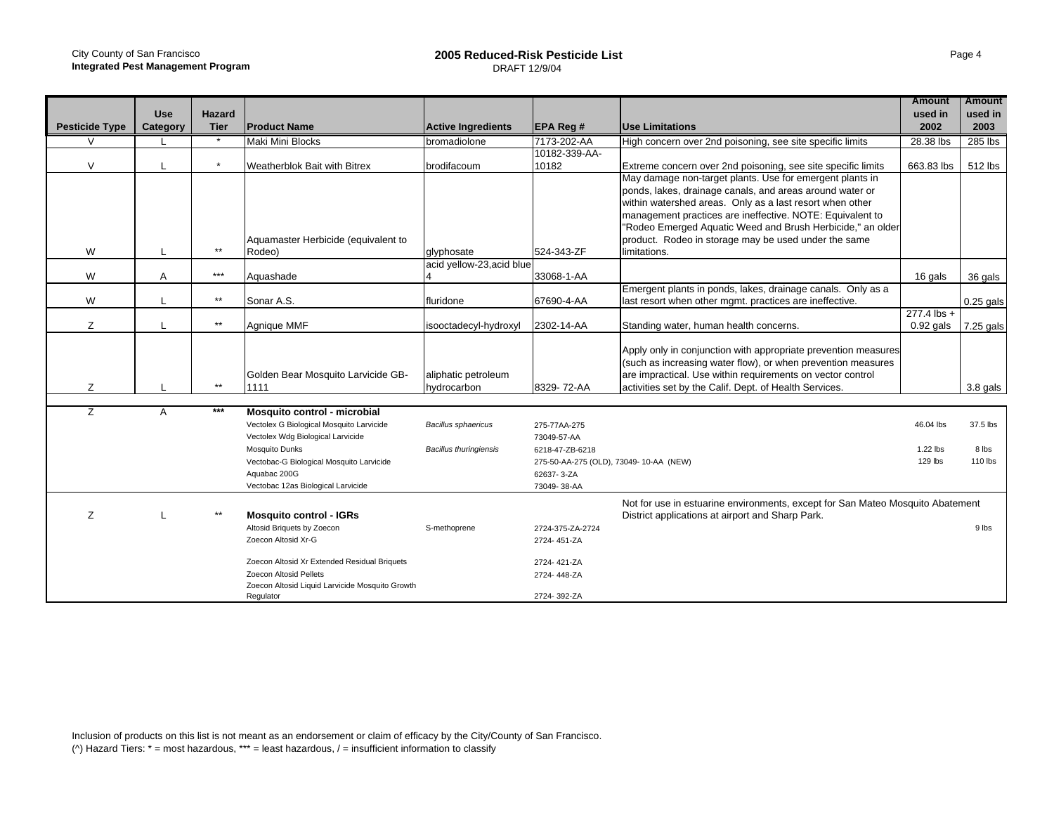| Pesticide Type | Use Category | Hazard Tier | Product Name | Active Ingredients | EPA Reg # | Use Limitations | Amount used in 2002 | Amount used in 2003 |
|---|---|---|---|---|---|---|---|---|
| V | L | * | Maki Mini Blocks | bromadiolone | 7173-202-AA | High concern over 2nd poisoning, see site specific limits | 28.38 lbs | 285 lbs |
| V | L | * | Weatherblok Bait with Bitrex | brodifacoum | 10182-339-AA-10182 | Extreme concern over 2nd poisoning, see site specific limits | 663.83 lbs | 512 lbs |
| W | L | ** | Aquamaster Herbicide (equivalent to Rodeo) | glyphosate | 524-343-ZF | May damage non-target plants. Use for emergent plants in ponds, lakes, drainage canals, and areas around water or within watershed areas. Only as a last resort when other management practices are ineffective. NOTE: Equivalent to "Rodeo Emerged Aquatic Weed and Brush Herbicide," an older product. Rodeo in storage may be used under the same limitations. | | |
| W | A | *** | Aquashade | acid yellow-23,acid blue 4 | 33068-1-AA | | 16 gals | 36 gals |
| W | L | ** | Sonar A.S. | fluridone | 67690-4-AA | Emergent plants in ponds, lakes, drainage canals. Only as a last resort when other mgmt. practices are ineffective. | | 0.25 gals |
| Z | L | ** | Agnique MMF | isooctadecyl-hydroxyl | 2302-14-AA | Standing water, human health concerns. | 277.4 lbs + 0.92 gals | 7.25 gals |
| Z | L | ** | Golden Bear Mosquito Larvicide GB-1111 | aliphatic petroleum hydrocarbon | 8329- 72-AA | Apply only in conjunction with appropriate prevention measures (such as increasing water flow), or when prevention measures are impractical. Use within requirements on vector control activities set by the Calif. Dept. of Health Services. | | 3.8 gals |
| Z | A | *** | **Mosquito control - microbial** | | | | | |
| | | | Vectolex G Biological Mosquito Larvicide | *Bacillus sphaericus* | 275-77AA-275 | | 46.04 lbs | 37.5 lbs |
| | | | Vectolex Wdg Biological Larvicide | | 73049-57-AA | | | |
| | | | Mosquito Dunks | *Bacillus thuringiensis* | 6218-47-ZB-6218 | | 1.22 lbs | 8 lbs |
| | | | Vectobac-G Biological Mosquito Larvicide | | 275-50-AA-275 (OLD), 73049- 10-AA (NEW) | | 129 lbs | 110 lbs |
| | | | Aquabac 200G | | 62637- 3-ZA | | | |
| | | | Vectobac 12as Biological Larvicide | | 73049- 38-AA | | | |
| Z | L | ** | **Mosquito control - IGRs** | | | Not for use in estuarine environments, except for San Mateo Mosquito Abatement District applications at airport and Sharp Park. | | |
| | | | Altosid Briquets by Zoecon | S-methoprene | 2724-375-ZA-2724 | | | 9 lbs |
| | | | Zoecon Altosid Xr-G | | 2724- 451-ZA | | | |
| | | | Zoecon Altosid Xr Extended Residual Briquets | | 2724- 421-ZA | | | |
| | | | Zoecon Altosid Pellets | | 2724- 448-ZA | | | |
| | | | Zoecon Altosid Liquid Larvicide Mosquito Growth Regulator | | 2724- 392-ZA | | | |

Inclusion of products on this list is not meant as an endorsement or claim of efficacy by the City/County of San Francisco.

(^) Hazard Tiers: * = most hazardous, *** = least hazardous, / = insufficient information to classify